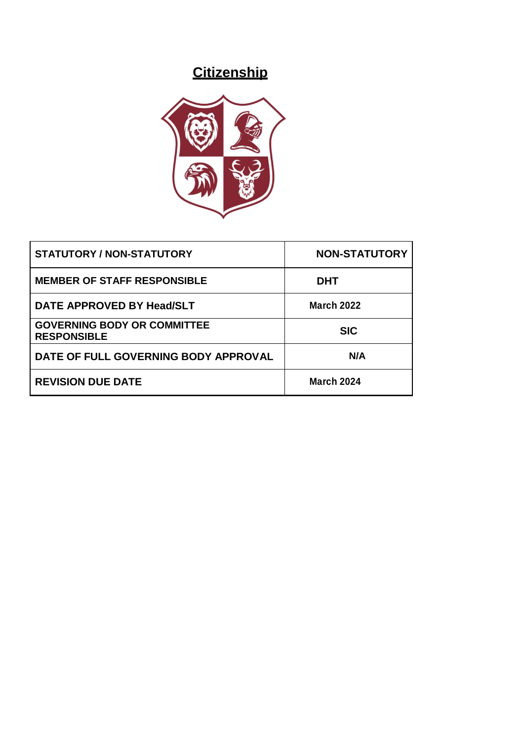# Citizenship

| STATUTORY / NON-STATUTORY | NON-STATUTORY |
|---|---|
| MEMBER OF STAFF RESPONSIBLE | DHT |
| DATE APPROVED BY Head/SLT | March 2022 |
| GOVERNING BODY OR COMMITTEE RESPONSIBLE | SIC |
| DATE OF FULL GOVERNING BODY APPROVAL | N/A |
| REVISION DUE DATE | March 2024 |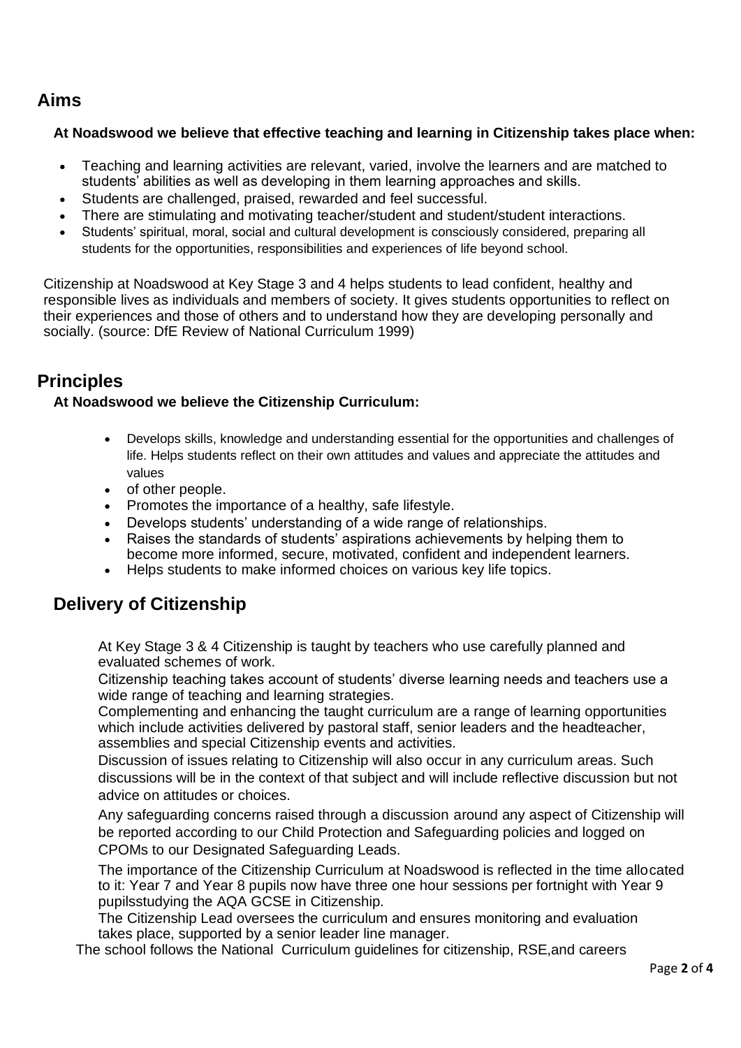## Aims

**At Noadswood we believe that effective teaching and learning in Citizenship takes place when:**

- Teaching and learning activities are relevant, varied, involve the learners and are matched to students' abilities as well as developing in them learning approaches and skills.
- Students are challenged, praised, rewarded and feel successful.
- There are stimulating and motivating teacher/student and student/student interactions.
- Students' spiritual, moral, social and cultural development is consciously considered, preparing all students for the opportunities, responsibilities and experiences of life beyond school.

Citizenship at Noadswood at Key Stage 3 and 4 helps students to lead confident, healthy and responsible lives as individuals and members of society. It gives students opportunities to reflect on their experiences and those of others and to understand how they are developing personally and socially. (source: DfE Review of National Curriculum 1999)

## Principles

**At Noadswood we believe the Citizenship Curriculum:**

- Develops skills, knowledge and understanding essential for the opportunities and challenges of life. Helps students reflect on their own attitudes and values and appreciate the attitudes and values
- of other people.
- Promotes the importance of a healthy, safe lifestyle.
- Develops students' understanding of a wide range of relationships.
- Raises the standards of students' aspirations achievements by helping them to become more informed, secure, motivated, confident and independent learners.
- Helps students to make informed choices on various key life topics.

## Delivery of Citizenship

At Key Stage 3 & 4 Citizenship is taught by teachers who use carefully planned and evaluated schemes of work.

Citizenship teaching takes account of students' diverse learning needs and teachers use a wide range of teaching and learning strategies.

Complementing and enhancing the taught curriculum are a range of learning opportunities which include activities delivered by pastoral staff, senior leaders and the headteacher, assemblies and special Citizenship events and activities.

Discussion of issues relating to Citizenship will also occur in any curriculum areas. Such discussions will be in the context of that subject and will include reflective discussion but not advice on attitudes or choices.

Any safeguarding concerns raised through a discussion around any aspect of Citizenship will be reported according to our Child Protection and Safeguarding policies and logged on CPOMs to our Designated Safeguarding Leads.

The importance of the Citizenship Curriculum at Noadswood is reflected in the time allocated to it: Year 7 and Year 8 pupils now have three one hour sessions per fortnight with Year 9 pupilsstudying the AQA GCSE in Citizenship.

The Citizenship Lead oversees the curriculum and ensures monitoring and evaluation takes place, supported by a senior leader line manager.

The school follows the National Curriculum guidelines for citizenship, RSE,and careers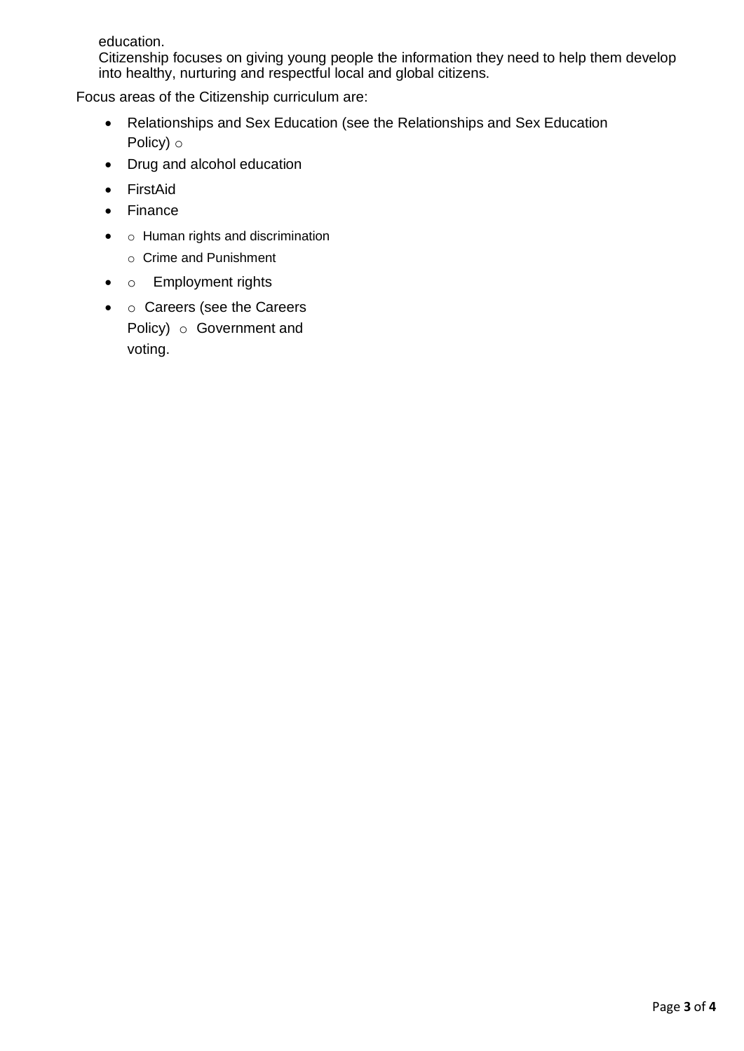education.
Citizenship focuses on giving young people the information they need to help them develop into healthy, nurturing and respectful local and global citizens.

Focus areas of the Citizenship curriculum are:

- Relationships and Sex Education (see the Relationships and Sex Education Policy)
- Drug and alcohol education
- FirstAid
- Finance
- Human rights and discrimination
  - Crime and Punishment
- Employment rights
- Careers (see the Careers Policy)
  - Government and voting.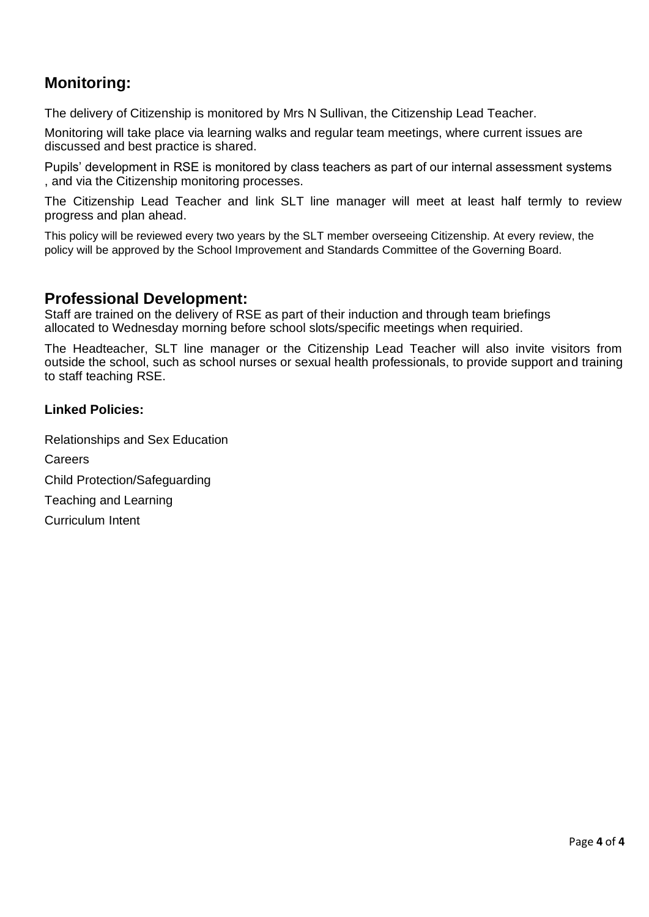## Monitoring:

The delivery of Citizenship is monitored by Mrs N Sullivan, the Citizenship Lead Teacher.

Monitoring will take place via learning walks and regular team meetings, where current issues are discussed and best practice is shared.

Pupils' development in RSE is monitored by class teachers as part of our internal assessment systems , and via the Citizenship monitoring processes.

The Citizenship Lead Teacher and link SLT line manager will meet at least half termly to review progress and plan ahead.

This policy will be reviewed every two years by the SLT member overseeing Citizenship. At every review, the policy will be approved by the School Improvement and Standards Committee of the Governing Board.

## Professional Development:

Staff are trained on the delivery of RSE as part of their induction and through team briefings allocated to Wednesday morning before school slots/specific meetings when requiried.

The Headteacher, SLT line manager or the Citizenship Lead Teacher will also invite visitors from outside the school, such as school nurses or sexual health professionals, to provide support and training to staff teaching RSE.

### Linked Policies:

Relationships and Sex Education

Careers

Child Protection/Safeguarding

Teaching and Learning

Curriculum Intent